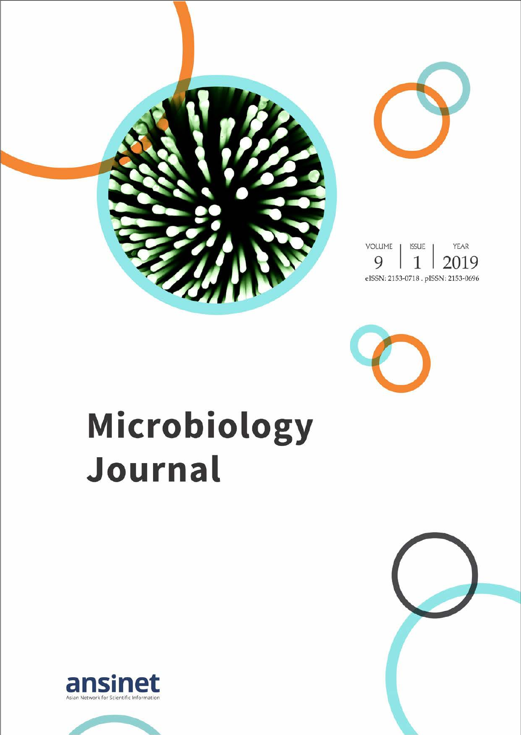VOLUME 9 | ISSUE 1 | YEAR 2019

eISSN: 2153-0718 . pISSN: 2153-0696

# Microbiology Journal

ansinet

Asian Network for Scientific Information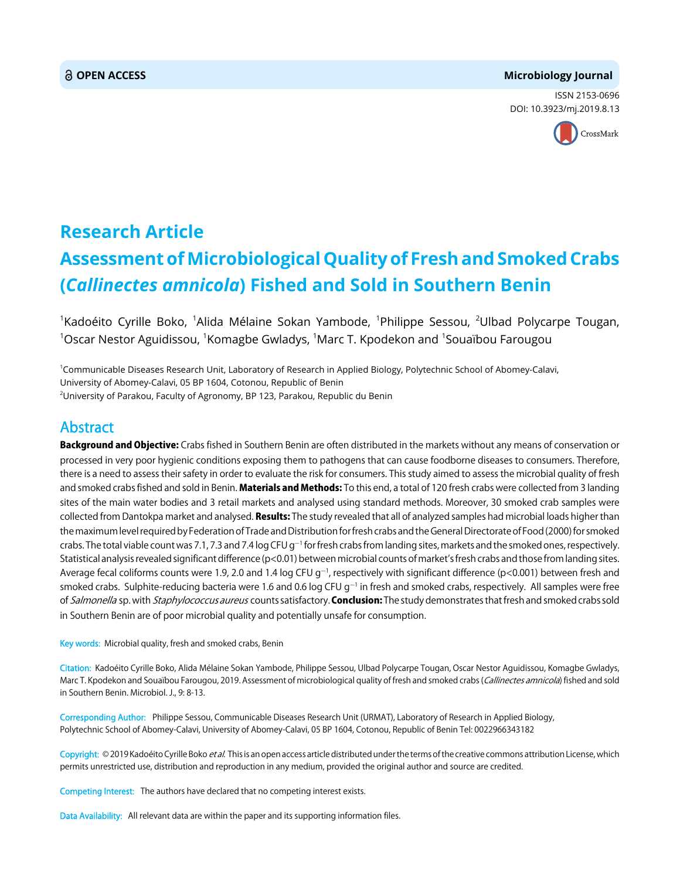# Research Article

# Assessment of Microbiological Quality of Fresh and Smoked Crabs (*Callinectes amnicola*) Fished and Sold in Southern Benin

[1]Kadoéito Cyrille Boko, [1]Alida Mélaine Sokan Yambode, [1]Philippe Sessou, [2]Ulbad Polycarpe Tougan, [1]Oscar Nestor Aguidissou, [1]Komagbe Gwladys, [1]Marc T. Kpodekon and [1]Souaïbou Farougou

[1]Communicable Diseases Research Unit, Laboratory of Research in Applied Biology, Polytechnic School of Abomey-Calavi, University of Abomey-Calavi, 05 BP 1604, Cotonou, Republic of Benin

[2]University of Parakou, Faculty of Agronomy, BP 123, Parakou, Republic du Benin

## Abstract

**Background and Objective:** Crabs fished in Southern Benin are often distributed in the markets without any means of conservation or processed in very poor hygienic conditions exposing them to pathogens that can cause foodborne diseases to consumers. Therefore, there is a need to assess their safety in order to evaluate the risk for consumers. This study aimed to assess the microbial quality of fresh and smoked crabs fished and sold in Benin. **Materials and Methods:** To this end, a total of 120 fresh crabs were collected from 3 landing sites of the main water bodies and 3 retail markets and analysed using standard methods. Moreover, 30 smoked crab samples were collected from Dantokpa market and analysed. **Results:** The study revealed that all of analyzed samples had microbial loads higher than the maximum level required by Federation of Trade and Distribution for fresh crabs and the General Directorate of Food (2000) for smoked crabs. The total viable count was 7.1, 7.3 and 7.4 log CFU $g^{-1}$ for fresh crabs from landing sites, markets and the smoked ones, respectively. Statistical analysis revealed significant difference ($p<0.01$) between microbial counts of market's fresh crabs and those from landing sites. Average fecal coliforms counts were 1.9, 2.0 and 1.4 log CFU $g^{-1}$, respectively with significant difference ($p<0.001$) between fresh and smoked crabs. Sulphite-reducing bacteria were 1.6 and 0.6 log CFU $g^{-1}$ in fresh and smoked crabs, respectively. All samples were free of *Salmonella* sp. with *Staphylococcus aureus* counts satisfactory. **Conclusion:** The study demonstrates that fresh and smoked crabs sold in Southern Benin are of poor microbial quality and potentially unsafe for consumption.

Key words: Microbial quality, fresh and smoked crabs, Benin

Citation: Kadoéito Cyrille Boko, Alida Mélaine Sokan Yambode, Philippe Sessou, Ulbad Polycarpe Tougan, Oscar Nestor Aguidissou, Komagbe Gwladys, Marc T. Kpodekon and Souaïbou Farougou, 2019. Assessment of microbiological quality of fresh and smoked crabs (*Callinectes amnicola*) fished and sold in Southern Benin. Microbiol. J., 9: 8-13.

Corresponding Author: Philippe Sessou, Communicable Diseases Research Unit (URMAT), Laboratory of Research in Applied Biology, Polytechnic School of Abomey-Calavi, University of Abomey-Calavi, 05 BP 1604, Cotonou, Republic of Benin Tel: 0022966343182

Copyright: © 2019 Kadoéito Cyrille Boko *et al.* This is an open access article distributed under the terms of the creative commons attribution License, which permits unrestricted use, distribution and reproduction in any medium, provided the original author and source are credited.

Competing Interest: The authors have declared that no competing interest exists.

Data Availability: All relevant data are within the paper and its supporting information files.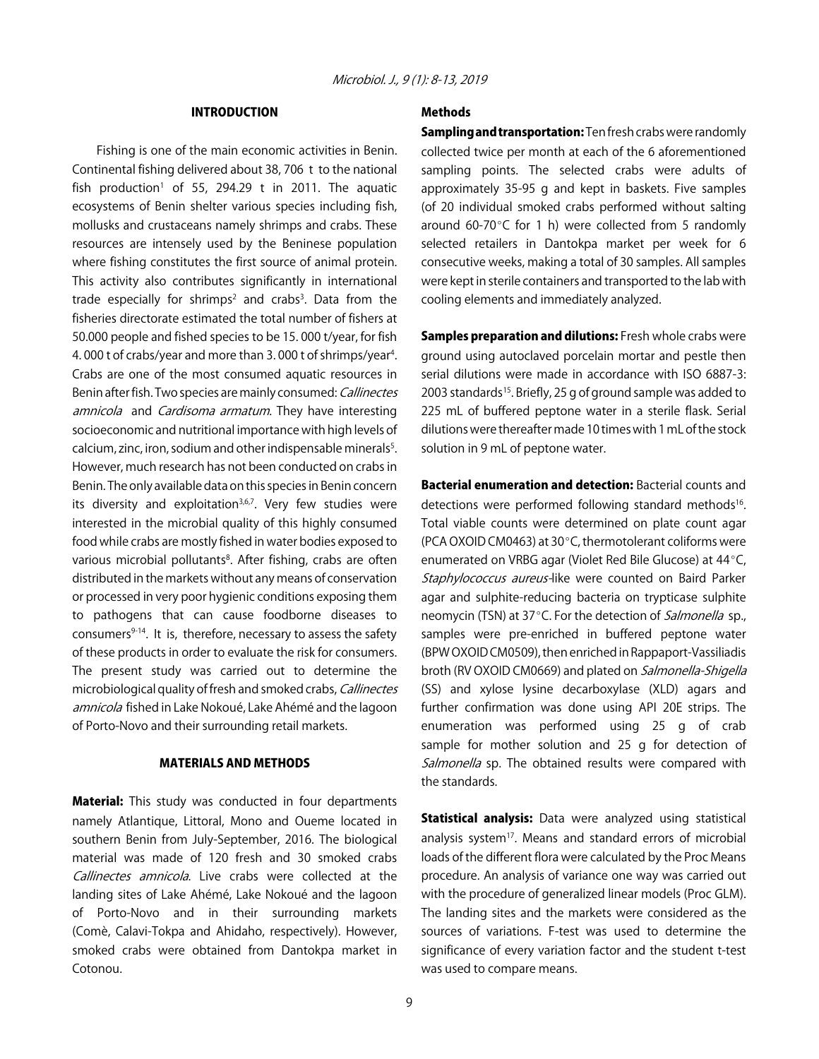## INTRODUCTION

Fishing is one of the main economic activities in Benin. Continental fishing delivered about 38, 706 t to the national fish production[1] of 55, 294.29 t in 2011. The aquatic ecosystems of Benin shelter various species including fish, mollusks and crustaceans namely shrimps and crabs. These resources are intensely used by the Beninese population where fishing constitutes the first source of animal protein. This activity also contributes significantly in international trade especially for shrimps[2] and crabs[3]. Data from the fisheries directorate estimated the total number of fishers at 50.000 people and fished species to be 15. 000 t/year, for fish 4. 000 t of crabs/year and more than 3. 000 t of shrimps/year[4]. Crabs are one of the most consumed aquatic resources in Benin after fish. Two species are mainly consumed: *Callinectes amnicola* and *Cardisoma armatum*. They have interesting socioeconomic and nutritional importance with high levels of calcium, zinc, iron, sodium and other indispensable minerals[5]. However, much research has not been conducted on crabs in Benin. The only available data on this species in Benin concern its diversity and exploitation[3,6,7]. Very few studies were interested in the microbial quality of this highly consumed food while crabs are mostly fished in water bodies exposed to various microbial pollutants[8]. After fishing, crabs are often distributed in the markets without any means of conservation or processed in very poor hygienic conditions exposing them to pathogens that can cause foodborne diseases to consumers[9-14]. It is, therefore, necessary to assess the safety of these products in order to evaluate the risk for consumers. The present study was carried out to determine the microbiological quality of fresh and smoked crabs, *Callinectes amnicola* fished in Lake Nokoué, Lake Ahémé and the lagoon of Porto-Novo and their surrounding retail markets.

## MATERIALS AND METHODS

**Material:** This study was conducted in four departments namely Atlantique, Littoral, Mono and Oueme located in southern Benin from July-September, 2016. The biological material was made of 120 fresh and 30 smoked crabs *Callinectes amnicola*. Live crabs were collected at the landing sites of Lake Ahémé, Lake Nokoué and the lagoon of Porto-Novo and in their surrounding markets (Comè, Calavi-Tokpa and Ahidaho, respectively). However, smoked crabs were obtained from Dantokpa market in Cotonou.

### Methods

**Sampling and transportation:** Ten fresh crabs were randomly collected twice per month at each of the 6 aforementioned sampling points. The selected crabs were adults of approximately 35-95 g and kept in baskets. Five samples (of 20 individual smoked crabs performed without salting around 60-70°C for 1 h) were collected from 5 randomly selected retailers in Dantokpa market per week for 6 consecutive weeks, making a total of 30 samples. All samples were kept in sterile containers and transported to the lab with cooling elements and immediately analyzed.

**Samples preparation and dilutions:** Fresh whole crabs were ground using autoclaved porcelain mortar and pestle then serial dilutions were made in accordance with ISO 6887-3: 2003 standards[15]. Briefly, 25 g of ground sample was added to 225 mL of buffered peptone water in a sterile flask. Serial dilutions were thereafter made 10 times with 1 mL of the stock solution in 9 mL of peptone water.

**Bacterial enumeration and detection:** Bacterial counts and detections were performed following standard methods[16]. Total viable counts were determined on plate count agar (PCA OXOID CM0463) at 30°C, thermotolerant coliforms were enumerated on VRBG agar (Violet Red Bile Glucose) at 44°C, *Staphylococcus aureus*-like were counted on Baird Parker agar and sulphite-reducing bacteria on trypticase sulphite neomycin (TSN) at 37°C. For the detection of *Salmonella* sp., samples were pre-enriched in buffered peptone water (BPW OXOID CM0509), then enriched in Rappaport-Vassiliadis broth (RV OXOID CM0669) and plated on *Salmonella-Shigella* (SS) and xylose lysine decarboxylase (XLD) agars and further confirmation was done using API 20E strips. The enumeration was performed using 25 g of crab sample for mother solution and 25 g for detection of *Salmonella* sp. The obtained results were compared with the standards.

**Statistical analysis:** Data were analyzed using statistical analysis system[17]. Means and standard errors of microbial loads of the different flora were calculated by the Proc Means procedure. An analysis of variance one way was carried out with the procedure of generalized linear models (Proc GLM). The landing sites and the markets were considered as the sources of variations. F-test was used to determine the significance of every variation factor and the student t-test was used to compare means.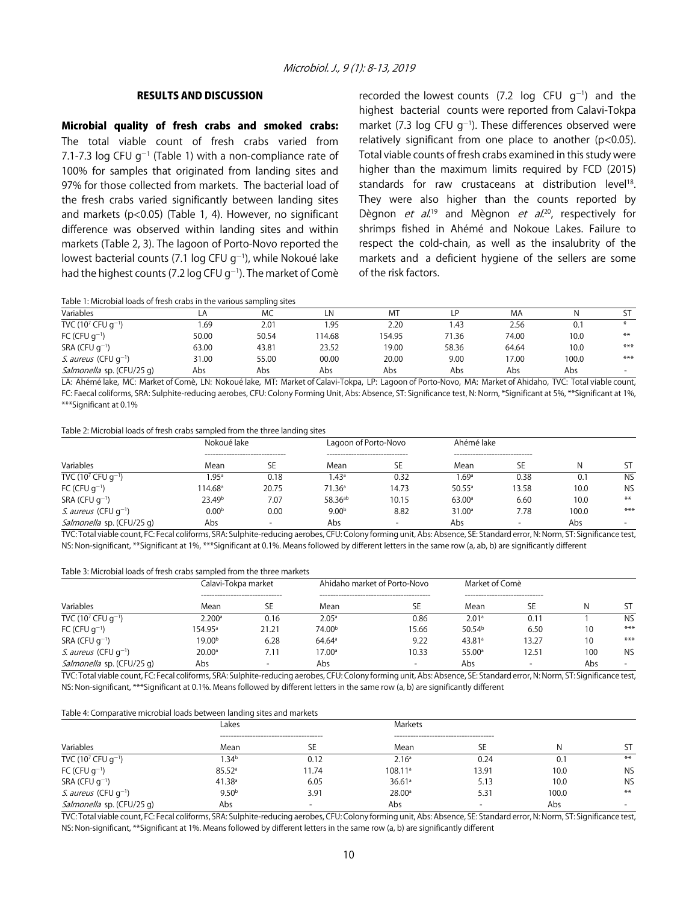## RESULTS AND DISCUSSION

**Microbial quality of fresh crabs and smoked crabs:** The total viable count of fresh crabs varied from 7.1-7.3 log CFU $g^{-1}$ (Table 1) with a non-compliance rate of 100% for samples that originated from landing sites and 97% for those collected from markets. The bacterial load of the fresh crabs varied significantly between landing sites and markets ($p<0.05$) (Table 1, 4). However, no significant difference was observed within landing sites and within markets (Table 2, 3). The lagoon of Porto-Novo reported the lowest bacterial counts (7.1 log CFU $g^{-1}$), while Nokoué lake had the highest counts (7.2 log CFU $g^{-1}$). The market of Comè recorded the lowest counts (7.2 log CFU $g^{-1}$) and the highest bacterial counts were reported from Calavi-Tokpa market (7.3 log CFU $g^{-1}$). These differences observed were relatively significant from one place to another ($p<0.05$). Total viable counts of fresh crabs examined in this study were higher than the maximum limits required by FCD (2015) standards for raw crustaceans at distribution level[18]. They were also higher than the counts reported by Dègnon *et al.*[19] and Mègnon *et al.*[20], respectively for shrimps fished in Ahémé and Nokoue Lakes. Failure to respect the cold-chain, as well as the insalubrity of the markets and a deficient hygiene of the sellers are some of the risk factors.

Table 1: Microbial loads of fresh crabs in the various sampling sites

| Variables | LA | MC | LN | MT | LP | MA | N | ST |
|---|---|---|---|---|---|---|---|---|
| TVC ($10^7$ CFU $g^{-1}$) | 1.69 | 2.01 | 1.95 | 2.20 | 1.43 | 2.56 | 0.1 | * |
| FC (CFU $g^{-1}$) | 50.00 | 50.54 | 114.68 | 154.95 | 71.36 | 74.00 | 10.0 | ** |
| SRA (CFU $g^{-1}$) | 63.00 | 43.81 | 23.52 | 19.00 | 58.36 | 64.64 | 10.0 | *** |
| *S. aureus* (CFU $g^{-1}$) | 31.00 | 55.00 | 00.00 | 20.00 | 9.00 | 17.00 | 100.0 | *** |
| *Salmonella* sp. (CFU/25 g) | Abs | Abs | Abs | Abs | Abs | Abs | Abs | - |

LA: Ahémé lake, MC: Market of Comè, LN: Nokoué lake, MT: Market of Calavi-Tokpa, LP: Lagoon of Porto-Novo, MA: Market of Ahidaho, TVC: Total viable count, FC: Faecal coliforms, SRA: Sulphite-reducing aerobes, CFU: Colony Forming Unit, Abs: Absence, ST: Significance test, N: Norm, *Significant at 5%, **Significant at 1%, ***Significant at 0.1%

Table 2: Microbial loads of fresh crabs sampled from the three landing sites

| | Nokoué lake | | Lagoon of Porto-Novo | | Ahémé lake | | | |
|---|---|---|---|---|---|---|---|---|
| Variables | Mean | SE | Mean | SE | Mean | SE | N | ST |
| TVC ($10^7$ CFU $g^{-1}$) | 1.95[a] | 0.18 | 1.43[a] | 0.32 | 1.69[a] | 0.38 | 0.1 | NS |
| FC (CFU $g^{-1}$) | 114.68[a] | 20.75 | 71.36[a] | 14.73 | 50.55[a] | 13.58 | 10.0 | NS |
| SRA (CFU $g^{-1}$) | 23.49[b] | 7.07 | 58.36[ab] | 10.15 | 63.00[a] | 6.60 | 10.0 | ** |
| *S. aureus* (CFU $g^{-1}$) | 0.00[b] | 0.00 | 9.00[b] | 8.82 | 31.00[a] | 7.78 | 100.0 | *** |
| *Salmonella* sp. (CFU/25 g) | Abs | - | Abs | - | Abs | - | Abs | - |

TVC: Total viable count, FC: Fecal coliforms, SRA: Sulphite-reducing aerobes, CFU: Colony forming unit, Abs: Absence, SE: Standard error, N: Norm, ST: Significance test, NS: Non-significant, **Significant at 1%, ***Significant at 0.1%. Means followed by different letters in the same row (a, ab, b) are significantly different

Table 3: Microbial loads of fresh crabs sampled from the three markets

| | Calavi-Tokpa market | | Ahidaho market of Porto-Novo | | Market of Comè | | | |
|---|---|---|---|---|---|---|---|---|
| Variables | Mean | SE | Mean | SE | Mean | SE | N | ST |
| TVC ($10^7$ CFU $g^{-1}$) | 2.200[a] | 0.16 | 2.05[a] | 0.86 | 2.01[a] | 0.11 | 1 | NS |
| FC (CFU $g^{-1}$) | 154.95[a] | 21.21 | 74.00[b] | 15.66 | 50.54[b] | 6.50 | 10 | *** |
| SRA (CFU $g^{-1}$) | 19.00[b] | 6.28 | 64.64[a] | 9.22 | 43.81[a] | 13.27 | 10 | *** |
| *S. aureus* (CFU $g^{-1}$) | 20.00[a] | 7.11 | 17.00[a] | 10.33 | 55.00[a] | 12.51 | 100 | NS |
| *Salmonella* sp. (CFU/25 g) | Abs | - | Abs | - | Abs | - | Abs | - |

TVC: Total viable count, FC: Fecal coliforms, SRA: Sulphite-reducing aerobes, CFU: Colony forming unit, Abs: Absence, SE: Standard error, N: Norm, ST: Significance test, NS: Non-significant, ***Significant at 0.1%. Means followed by different letters in the same row (a, b) are significantly different

Table 4: Comparative microbial loads between landing sites and markets

| | Lakes | | Markets | | | |
|---|---|---|---|---|---|---|
| Variables | Mean | SE | Mean | SE | N | ST |
| TVC ($10^7$ CFU $g^{-1}$) | 1.34[b] | 0.12 | 2.16[a] | 0.24 | 0.1 | ** |
| FC (CFU $g^{-1}$) | 85.52[a] | 11.74 | 108.11[a] | 13.91 | 10.0 | NS |
| SRA (CFU $g^{-1}$) | 41.38[a] | 6.05 | 36.61[a] | 5.13 | 10.0 | NS |
| *S. aureus* (CFU $g^{-1}$) | 9.50[b] | 3.91 | 28.00[a] | 5.31 | 100.0 | ** |
| *Salmonella* sp. (CFU/25 g) | Abs | - | Abs | - | Abs | - |

TVC: Total viable count, FC: Fecal coliforms, SRA: Sulphite-reducing aerobes, CFU: Colony forming unit, Abs: Absence, SE: Standard error, N: Norm, ST: Significance test, NS: Non-significant, **Significant at 1%. Means followed by different letters in the same row (a, b) are significantly different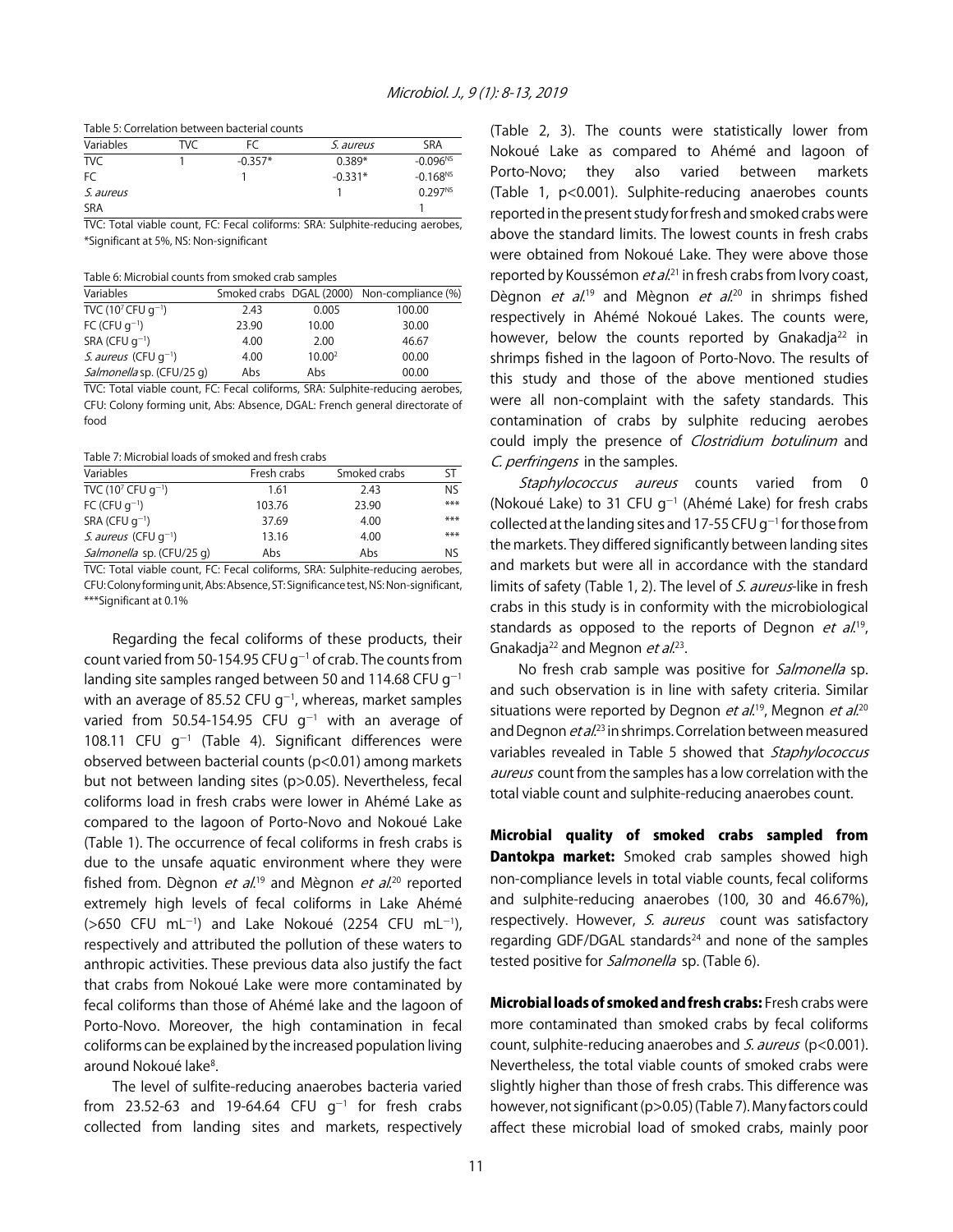Table 5: Correlation between bacterial counts

| Variables | TVC | FC | *S. aureus* | SRA |
|---|---|---|---|---|
| TVC | 1 | -0.357* | 0.389* | $-0.096^{NS}$ |
| FC | | 1 | -0.331* | $-0.168^{NS}$ |
| *S. aureus* | | | 1 | $0.297^{NS}$ |
| SRA | | | | 1 |

TVC: Total viable count, FC: Fecal coliforms: SRA: Sulphite-reducing aerobes, *Significant at 5%, NS: Non-significant

Table 6: Microbial counts from smoked crab samples

| Variables | Smoked crabs | DGAL (2000) | Non-compliance (%) |
|---|---|---|---|
| TVC ($10^7$ CFU $g^{-1}$) | 2.43 | 0.005 | 100.00 |
| FC (CFU $g^{-1}$) | 23.90 | 10.00 | 30.00 |
| SRA (CFU $g^{-1}$) | 4.00 | 2.00 | 46.67 |
| *S. aureus* (CFU $g^{-1}$) | 4.00 | $10.00^2$ | 00.00 |
| *Salmonella* sp. (CFU/25 g) | Abs | Abs | 00.00 |

TVC: Total viable count, FC: Fecal coliforms, SRA: Sulphite-reducing aerobes, CFU: Colony forming unit, Abs: Absence, DGAL: French general directorate of food

Table 7: Microbial loads of smoked and fresh crabs

| Variables | Fresh crabs | Smoked crabs | ST |
|---|---|---|---|
| TVC ($10^7$ CFU $g^{-1}$) | 1.61 | 2.43 | NS |
| FC (CFU $g^{-1}$) | 103.76 | 23.90 | *** |
| SRA (CFU $g^{-1}$) | 37.69 | 4.00 | *** |
| *S. aureus* (CFU $g^{-1}$) | 13.16 | 4.00 | *** |
| *Salmonella* sp. (CFU/25 g) | Abs | Abs | NS |

TVC: Total viable count, FC: Fecal coliforms, SRA: Sulphite-reducing aerobes, CFU: Colony forming unit, Abs: Absence, ST: Significance test, NS: Non-significant, ***Significant at 0.1%

Regarding the fecal coliforms of these products, their count varied from 50-154.95 CFU $g^{-1}$ of crab. The counts from landing site samples ranged between 50 and 114.68 CFU $g^{-1}$ with an average of 85.52 CFU $g^{-1}$, whereas, market samples varied from 50.54-154.95 CFU $g^{-1}$ with an average of 108.11 CFU $g^{-1}$ (Table 4). Significant differences were observed between bacterial counts ($p<0.01$) among markets but not between landing sites ($p>0.05$). Nevertheless, fecal coliforms load in fresh crabs were lower in Ahémé Lake as compared to the lagoon of Porto-Novo and Nokoué Lake (Table 1). The occurrence of fecal coliforms in fresh crabs is due to the unsafe aquatic environment where they were fished from. Dègnon *et al.*[19] and Mègnon *et al.*[20] reported extremely high levels of fecal coliforms in Lake Ahémé (>650 CFU $mL^{-1}$) and Lake Nokoué (2254 CFU $mL^{-1}$), respectively and attributed the pollution of these waters to anthropic activities. These previous data also justify the fact that crabs from Nokoué Lake were more contaminated by fecal coliforms than those of Ahémé lake and the lagoon of Porto-Novo. Moreover, the high contamination in fecal coliforms can be explained by the increased population living around Nokoué lake[8].

The level of sulfite-reducing anaerobes bacteria varied from 23.52-63 and 19-64.64 CFU $g^{-1}$ for fresh crabs collected from landing sites and markets, respectively (Table 2, 3). The counts were statistically lower from Nokoué Lake as compared to Ahémé and lagoon of Porto-Novo; they also varied between markets (Table 1, $p<0.001$). Sulphite-reducing anaerobes counts reported in the present study for fresh and smoked crabs were above the standard limits. The lowest counts in fresh crabs were obtained from Nokoué Lake. They were above those reported by Koussémon *et al.*[21] in fresh crabs from Ivory coast, Dègnon *et al.*[19] and Mègnon *et al.*[20] in shrimps fished respectively in Ahémé Nokoué Lakes. The counts were, however, below the counts reported by Gnakadja[22] in shrimps fished in the lagoon of Porto-Novo. The results of this study and those of the above mentioned studies were all non-complaint with the safety standards. This contamination of crabs by sulphite reducing aerobes could imply the presence of *Clostridium botulinum* and *C. perfringens* in the samples.

*Staphylococcus aureus* counts varied from 0 (Nokoué Lake) to 31 CFU $g^{-1}$ (Ahémé Lake) for fresh crabs collected at the landing sites and 17-55 CFU $g^{-1}$ for those from the markets. They differed significantly between landing sites and markets but were all in accordance with the standard limits of safety (Table 1, 2). The level of *S. aureus*-like in fresh crabs in this study is in conformity with the microbiological standards as opposed to the reports of Degnon *et al.*[19], Gnakadja[22] and Megnon *et al.*[23].

No fresh crab sample was positive for *Salmonella* sp. and such observation is in line with safety criteria. Similar situations were reported by Degnon *et al.*[19], Megnon *et al.*[20] and Degnon *et al.*[23] in shrimps. Correlation between measured variables revealed in Table 5 showed that *Staphylococcus aureus* count from the samples has a low correlation with the total viable count and sulphite-reducing anaerobes count.

**Microbial quality of smoked crabs sampled from Dantokpa market:** Smoked crab samples showed high non-compliance levels in total viable counts, fecal coliforms and sulphite-reducing anaerobes (100, 30 and 46.67%), respectively. However, *S. aureus* count was satisfactory regarding GDF/DGAL standards[24] and none of the samples tested positive for *Salmonella* sp. (Table 6).

**Microbial loads of smoked and fresh crabs:** Fresh crabs were more contaminated than smoked crabs by fecal coliforms count, sulphite-reducing anaerobes and *S. aureus* ($p<0.001$). Nevertheless, the total viable counts of smoked crabs were slightly higher than those of fresh crabs. This difference was however, not significant ($p>0.05$) (Table 7). Many factors could affect these microbial load of smoked crabs, mainly poor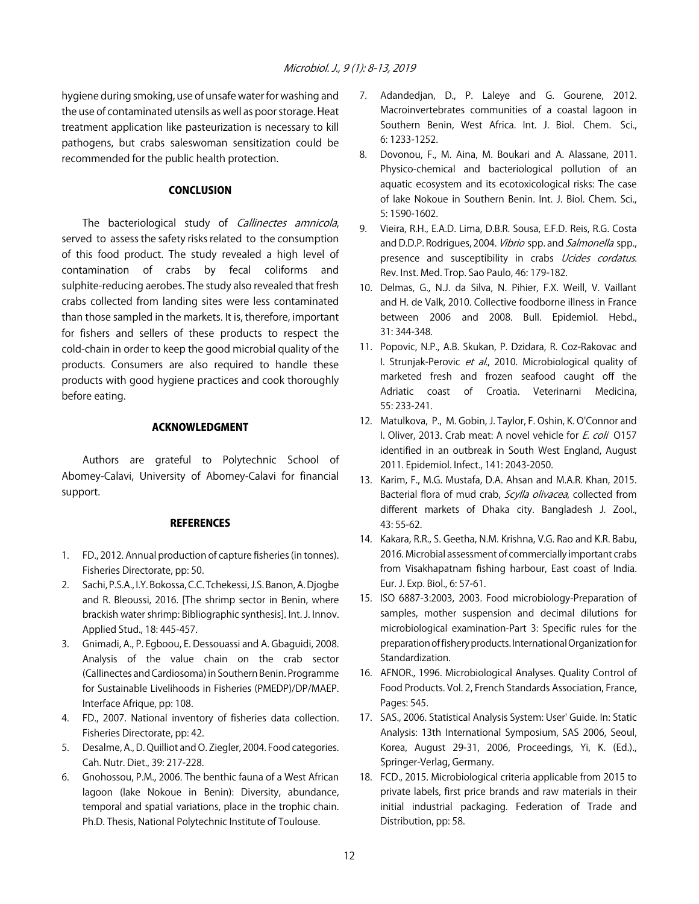hygiene during smoking, use of unsafe water for washing and the use of contaminated utensils as well as poor storage. Heat treatment application like pasteurization is necessary to kill pathogens, but crabs saleswoman sensitization could be recommended for the public health protection.

## CONCLUSION

The bacteriological study of *Callinectes amnicola*, served to assess the safety risks related to the consumption of this food product. The study revealed a high level of contamination of crabs by fecal coliforms and sulphite-reducing aerobes. The study also revealed that fresh crabs collected from landing sites were less contaminated than those sampled in the markets. It is, therefore, important for fishers and sellers of these products to respect the cold-chain in order to keep the good microbial quality of the products. Consumers are also required to handle these products with good hygiene practices and cook thoroughly before eating.

## ACKNOWLEDGMENT

Authors are grateful to Polytechnic School of Abomey-Calavi, University of Abomey-Calavi for financial support.

## REFERENCES

1. FD., 2012. Annual production of capture fisheries (in tonnes). Fisheries Directorate, pp: 50.
2. Sachi, P.S.A., I.Y. Bokossa, C.C. Tchekessi, J.S. Banon, A. Djogbe and R. Bleoussi, 2016. [The shrimp sector in Benin, where brackish water shrimp: Bibliographic synthesis]. Int. J. Innov. Applied Stud., 18: 445-457.
3. Gnimadi, A., P. Egboou, E. Dessouassi and A. Gbaguidi, 2008. Analysis of the value chain on the crab sector (Callinectes and Cardiosoma) in Southern Benin. Programme for Sustainable Livelihoods in Fisheries (PMEDP)/DP/MAEP. Interface Afrique, pp: 108.
4. FD., 2007. National inventory of fisheries data collection. Fisheries Directorate, pp: 42.
5. Desalme, A., D. Quilliot and O. Ziegler, 2004. Food categories. Cah. Nutr. Diet., 39: 217-228.
6. Gnohossou, P.M., 2006. The benthic fauna of a West African lagoon (lake Nokoue in Benin): Diversity, abundance, temporal and spatial variations, place in the trophic chain. Ph.D. Thesis, National Polytechnic Institute of Toulouse.
7. Adandedjan, D., P. Laleye and G. Gourene, 2012. Macroinvertebrates communities of a coastal lagoon in Southern Benin, West Africa. Int. J. Biol. Chem. Sci., 6: 1233-1252.
8. Dovonou, F., M. Aina, M. Boukari and A. Alassane, 2011. Physico-chemical and bacteriological pollution of an aquatic ecosystem and its ecotoxicological risks: The case of lake Nokoue in Southern Benin. Int. J. Biol. Chem. Sci., 5: 1590-1602.
9. Vieira, R.H., E.A.D. Lima, D.B.R. Sousa, E.F.D. Reis, R.G. Costa and D.D.P. Rodrigues, 2004. *Vibrio* spp. and *Salmonella* spp., presence and susceptibility in crabs *Ucides cordatus*. Rev. Inst. Med. Trop. Sao Paulo, 46: 179-182.
10. Delmas, G., N.J. da Silva, N. Pihier, F.X. Weill, V. Vaillant and H. de Valk, 2010. Collective foodborne illness in France between 2006 and 2008. Bull. Epidemiol. Hebd., 31: 344-348.
11. Popovic, N.P., A.B. Skukan, P. Dzidara, R. Coz-Rakovac and I. Strunjak-Perovic *et al*., 2010. Microbiological quality of marketed fresh and frozen seafood caught off the Adriatic coast of Croatia. Veterinarni Medicina, 55: 233-241.
12. Matulkova, P., M. Gobin, J. Taylor, F. Oshin, K. O'Connor and I. Oliver, 2013. Crab meat: A novel vehicle for *E. coli* O157 identified in an outbreak in South West England, August 2011. Epidemiol. Infect., 141: 2043-2050.
13. Karim, F., M.G. Mustafa, D.A. Ahsan and M.A.R. Khan, 2015. Bacterial flora of mud crab, *Scylla olivacea*, collected from different markets of Dhaka city. Bangladesh J. Zool., 43: 55-62.
14. Kakara, R.R., S. Geetha, N.M. Krishna, V.G. Rao and K.R. Babu, 2016. Microbial assessment of commercially important crabs from Visakhapatnam fishing harbour, East coast of India. Eur. J. Exp. Biol., 6: 57-61.
15. ISO 6887-3:2003, 2003. Food microbiology-Preparation of samples, mother suspension and decimal dilutions for microbiological examination-Part 3: Specific rules for the preparation of fishery products. International Organization for Standardization.
16. AFNOR., 1996. Microbiological Analyses. Quality Control of Food Products. Vol. 2, French Standards Association, France, Pages: 545.
17. SAS., 2006. Statistical Analysis System: User' Guide. In: Static Analysis: 13th International Symposium, SAS 2006, Seoul, Korea, August 29-31, 2006, Proceedings, Yi, K. (Ed.)., Springer-Verlag, Germany.
18. FCD., 2015. Microbiological criteria applicable from 2015 to private labels, first price brands and raw materials in their initial industrial packaging. Federation of Trade and Distribution, pp: 58.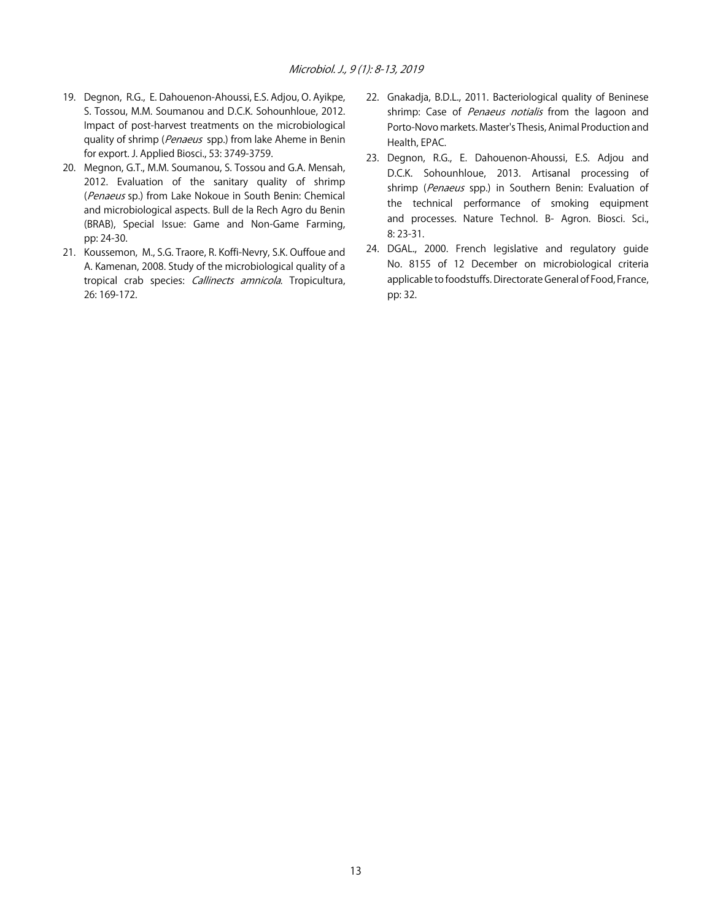19. Degnon, R.G., E. Dahouenon-Ahoussi, E.S. Adjou, O. Ayikpe, S. Tossou, M.M. Soumanou and D.C.K. Sohounhloue, 2012. Impact of post-harvest treatments on the microbiological quality of shrimp (*Penaeus* spp.) from lake Aheme in Benin for export. J. Applied Biosci., 53: 3749-3759.
20. Megnon, G.T., M.M. Soumanou, S. Tossou and G.A. Mensah, 2012. Evaluation of the sanitary quality of shrimp (*Penaeus* sp.) from Lake Nokoue in South Benin: Chemical and microbiological aspects. Bull de la Rech Agro du Benin (BRAB), Special Issue: Game and Non-Game Farming, pp: 24-30.
21. Koussemon, M., S.G. Traore, R. Koffi-Nevry, S.K. Ouffoue and A. Kamenan, 2008. Study of the microbiological quality of a tropical crab species: *Callinects amnicola*. Tropicultura, 26: 169-172.
22. Gnakadja, B.D.L., 2011. Bacteriological quality of Beninese shrimp: Case of *Penaeus notialis* from the lagoon and Porto-Novo markets. Master's Thesis, Animal Production and Health, EPAC.
23. Degnon, R.G., E. Dahouenon-Ahoussi, E.S. Adjou and D.C.K. Sohounhloue, 2013. Artisanal processing of shrimp (*Penaeus* spp.) in Southern Benin: Evaluation of the technical performance of smoking equipment and processes. Nature Technol. B- Agron. Biosci. Sci., 8: 23-31.
24. DGAL., 2000. French legislative and regulatory guide No. 8155 of 12 December on microbiological criteria applicable to foodstuffs. Directorate General of Food, France, pp: 32.